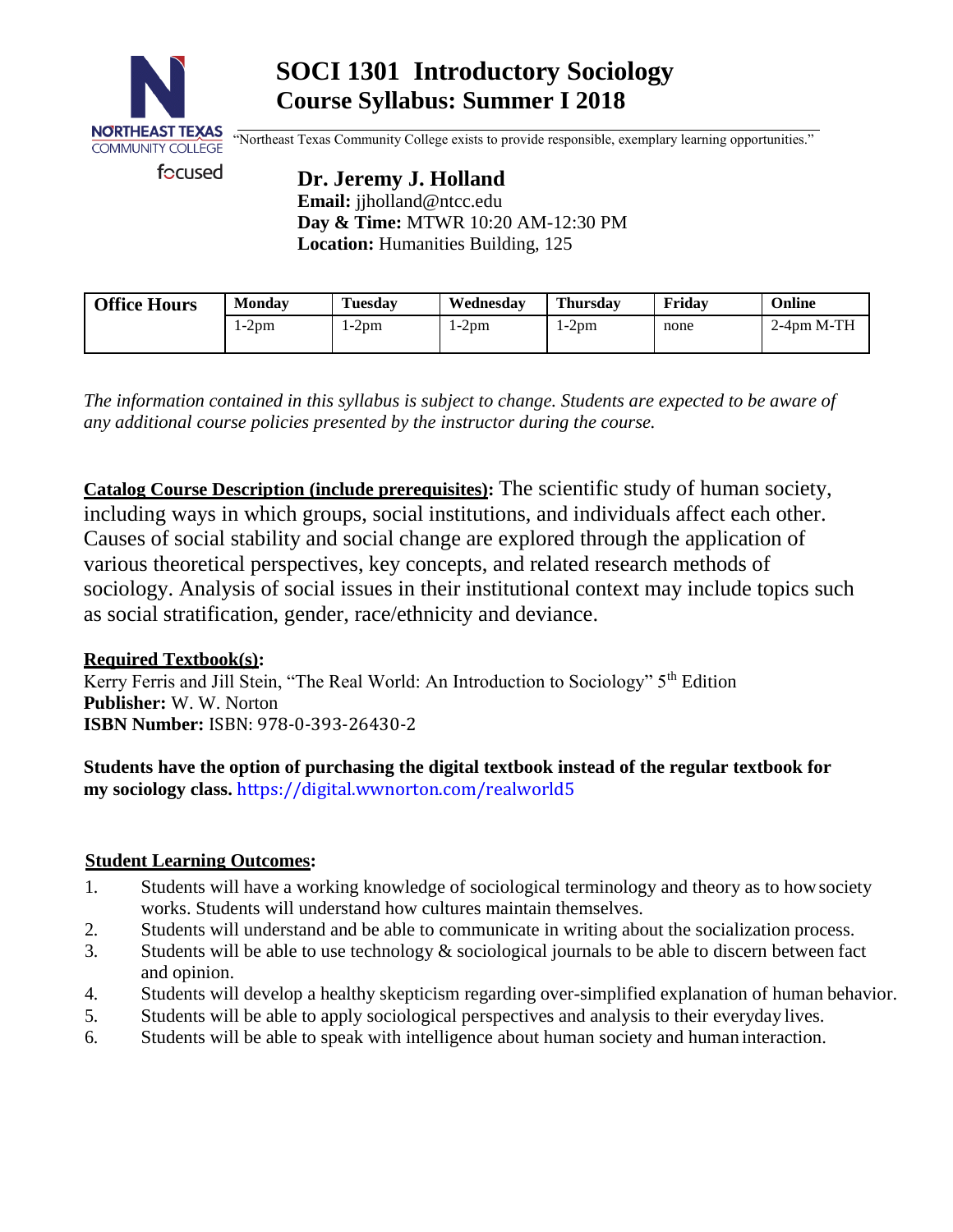# SOCI 1301 Introductory Sociology
# Course Syllabus: Summer I 2018

NORTHEAST TEXAS COMMUNITY COLLEGE

focused

"Northeast Texas Community College exists to provide responsible, exemplary learning opportunities."

## Dr. Jeremy J. Holland

**Email:** jjholland@ntcc.edu
**Day & Time:** MTWR 10:20 AM-12:30 PM
**Location:** Humanities Building, 125

| Office Hours | Monday | Tuesday | Wednesday | Thursday | Friday | Online |
|---|---|---|---|---|---|---|
| | 1-2pm | 1-2pm | 1-2pm | 1-2pm | none | 2-4pm M-TH |

*The information contained in this syllabus is subject to change. Students are expected to be aware of any additional course policies presented by the instructor during the course.*

**Catalog Course Description (include prerequisites):** The scientific study of human society, including ways in which groups, social institutions, and individuals affect each other. Causes of social stability and social change are explored through the application of various theoretical perspectives, key concepts, and related research methods of sociology. Analysis of social issues in their institutional context may include topics such as social stratification, gender, race/ethnicity and deviance.

**Required Textbook(s):**
Kerry Ferris and Jill Stein, "The Real World: An Introduction to Sociology" 5th Edition
**Publisher:** W. W. Norton
**ISBN Number:** ISBN: 978-0-393-26430-2

**Students have the option of purchasing the digital textbook instead of the regular textbook for my sociology class.** https://digital.wwnorton.com/realworld5

**Student Learning Outcomes:**

1. Students will have a working knowledge of sociological terminology and theory as to how society works. Students will understand how cultures maintain themselves.
2. Students will understand and be able to communicate in writing about the socialization process.
3. Students will be able to use technology & sociological journals to be able to discern between fact and opinion.
4. Students will develop a healthy skepticism regarding over-simplified explanation of human behavior.
5. Students will be able to apply sociological perspectives and analysis to their everyday lives.
6. Students will be able to speak with intelligence about human society and human interaction.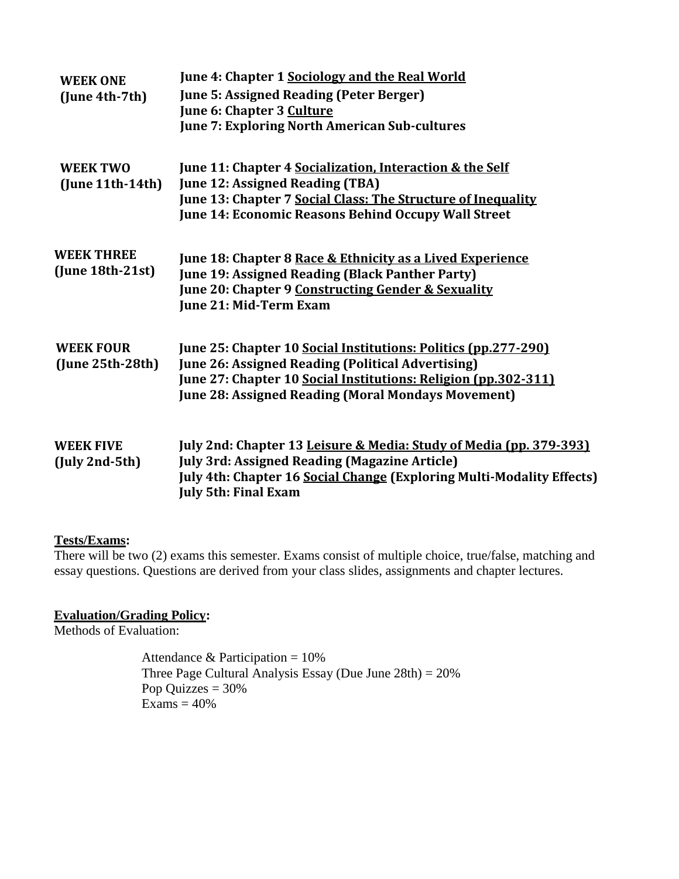| | |
|---|---|
| **WEEK ONE (June 4th-7th)** | **June 4: Chapter 1 Sociology and the Real World**<br>**June 5: Assigned Reading (Peter Berger)**<br>**June 6: Chapter 3 Culture**<br>**June 7: Exploring North American Sub-cultures** |
| **WEEK TWO (June 11th-14th)** | **June 11: Chapter 4 Socialization, Interaction & the Self**<br>**June 12: Assigned Reading (TBA)**<br>**June 13: Chapter 7 Social Class: The Structure of Inequality**<br>**June 14: Economic Reasons Behind Occupy Wall Street** |
| **WEEK THREE (June 18th-21st)** | **June 18: Chapter 8 Race & Ethnicity as a Lived Experience**<br>**June 19: Assigned Reading (Black Panther Party)**<br>**June 20: Chapter 9 Constructing Gender & Sexuality**<br>**June 21: Mid-Term Exam** |
| **WEEK FOUR (June 25th-28th)** | **June 25: Chapter 10 Social Institutions: Politics (pp.277-290)**<br>**June 26: Assigned Reading (Political Advertising)**<br>**June 27: Chapter 10 Social Institutions: Religion (pp.302-311)**<br>**June 28: Assigned Reading (Moral Mondays Movement)** |
| **WEEK FIVE (July 2nd-5th)** | **July 2nd: Chapter 13 Leisure & Media: Study of Media (pp. 379-393)**<br>**July 3rd: Assigned Reading (Magazine Article)**<br>**July 4th: Chapter 16 Social Change (Exploring Multi-Modality Effects)**<br>**July 5th: Final Exam** |

**Tests/Exams:**

There will be two (2) exams this semester. Exams consist of multiple choice, true/false, matching and essay questions. Questions are derived from your class slides, assignments and chapter lectures.

**Evaluation/Grading Policy:**

Methods of Evaluation:

Attendance & Participation = 10%
Three Page Cultural Analysis Essay (Due June 28th) = 20%
Pop Quizzes = 30%
Exams = 40%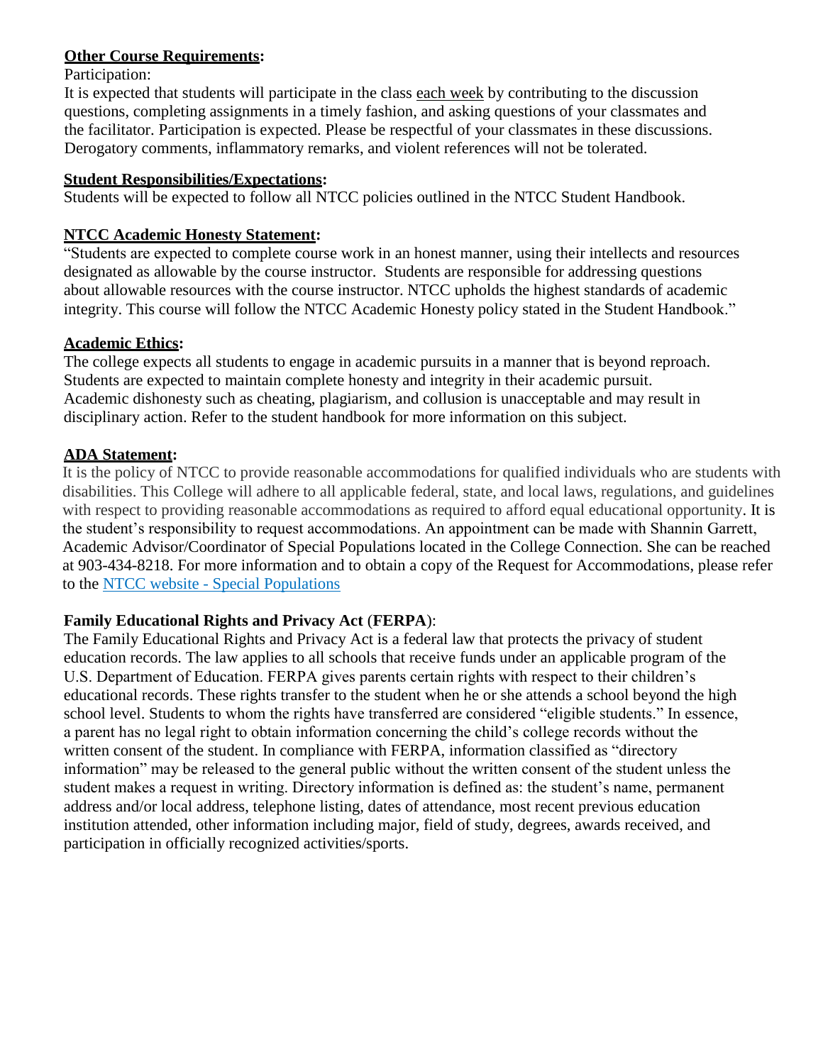**<u>Other Course Requirements</u>:**

Participation:

It is expected that students will participate in the class <u>each week</u> by contributing to the discussion questions, completing assignments in a timely fashion, and asking questions of your classmates and the facilitator. Participation is expected. Please be respectful of your classmates in these discussions. Derogatory comments, inflammatory remarks, and violent references will not be tolerated.

**<u>Student Responsibilities/Expectations</u>:**

Students will be expected to follow all NTCC policies outlined in the NTCC Student Handbook.

**<u>NTCC Academic Honesty Statement</u>:**

"Students are expected to complete course work in an honest manner, using their intellects and resources designated as allowable by the course instructor. Students are responsible for addressing questions about allowable resources with the course instructor. NTCC upholds the highest standards of academic integrity. This course will follow the NTCC Academic Honesty policy stated in the Student Handbook."

**<u>Academic Ethics</u>:**

The college expects all students to engage in academic pursuits in a manner that is beyond reproach. Students are expected to maintain complete honesty and integrity in their academic pursuit. Academic dishonesty such as cheating, plagiarism, and collusion is unacceptable and may result in disciplinary action. Refer to the student handbook for more information on this subject.

**<u>ADA Statement</u>:**

It is the policy of NTCC to provide reasonable accommodations for qualified individuals who are students with disabilities. This College will adhere to all applicable federal, state, and local laws, regulations, and guidelines with respect to providing reasonable accommodations as required to afford equal educational opportunity. It is the student's responsibility to request accommodations. An appointment can be made with Shannin Garrett, Academic Advisor/Coordinator of Special Populations located in the College Connection. She can be reached at 903-434-8218. For more information and to obtain a copy of the Request for Accommodations, please refer to the NTCC website - Special Populations

**Family Educational Rights and Privacy Act** (**FERPA**):

The Family Educational Rights and Privacy Act is a federal law that protects the privacy of student education records. The law applies to all schools that receive funds under an applicable program of the U.S. Department of Education. FERPA gives parents certain rights with respect to their children's educational records. These rights transfer to the student when he or she attends a school beyond the high school level. Students to whom the rights have transferred are considered "eligible students." In essence, a parent has no legal right to obtain information concerning the child's college records without the written consent of the student. In compliance with FERPA, information classified as "directory information" may be released to the general public without the written consent of the student unless the student makes a request in writing. Directory information is defined as: the student's name, permanent address and/or local address, telephone listing, dates of attendance, most recent previous education institution attended, other information including major, field of study, degrees, awards received, and participation in officially recognized activities/sports.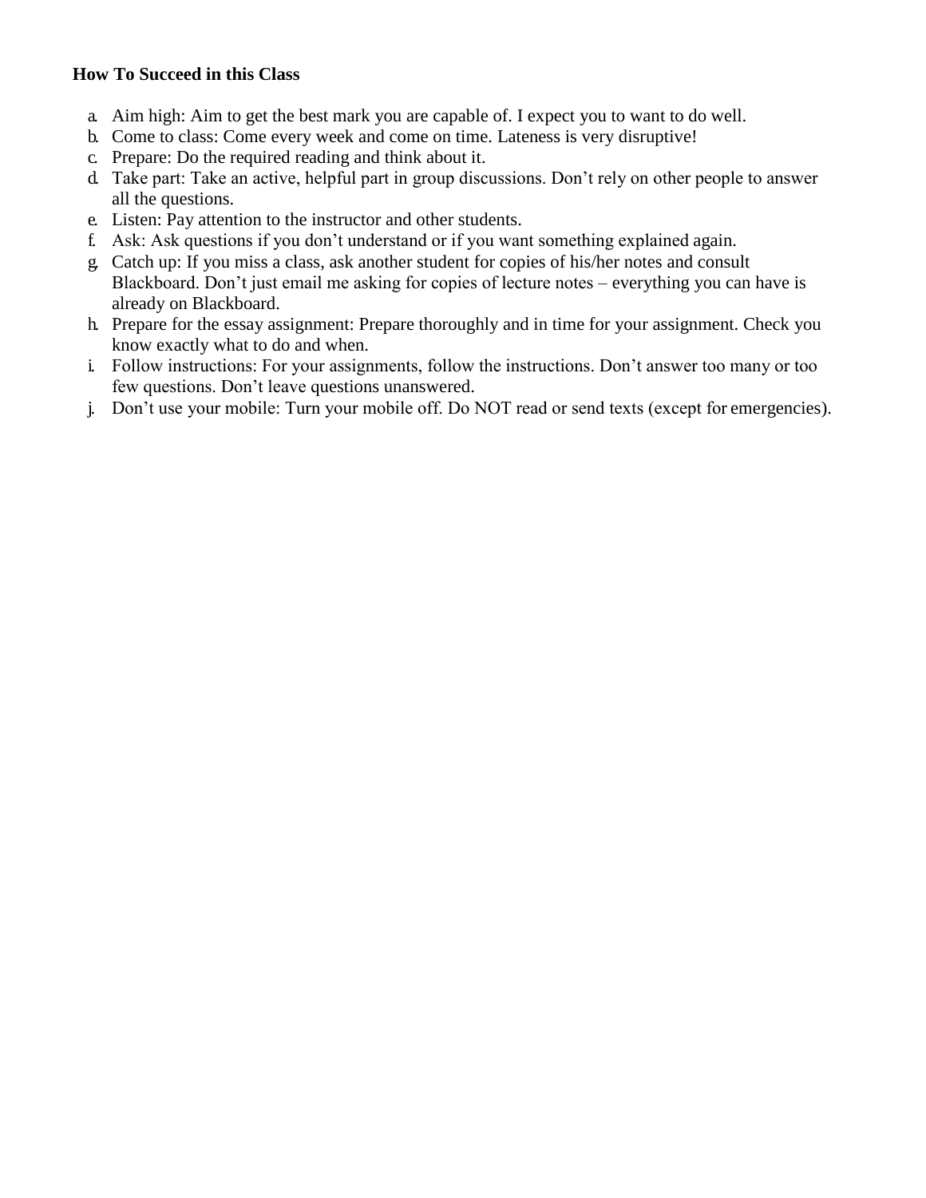**How To Succeed in this Class**

a. Aim high: Aim to get the best mark you are capable of. I expect you to want to do well.
b. Come to class: Come every week and come on time. Lateness is very disruptive!
c. Prepare: Do the required reading and think about it.
d. Take part: Take an active, helpful part in group discussions. Don't rely on other people to answer all the questions.
e. Listen: Pay attention to the instructor and other students.
f. Ask: Ask questions if you don't understand or if you want something explained again.
g. Catch up: If you miss a class, ask another student for copies of his/her notes and consult Blackboard. Don't just email me asking for copies of lecture notes – everything you can have is already on Blackboard.
h. Prepare for the essay assignment: Prepare thoroughly and in time for your assignment. Check you know exactly what to do and when.
i. Follow instructions: For your assignments, follow the instructions. Don't answer too many or too few questions. Don't leave questions unanswered.
j. Don't use your mobile: Turn your mobile off. Do NOT read or send texts (except for emergencies).